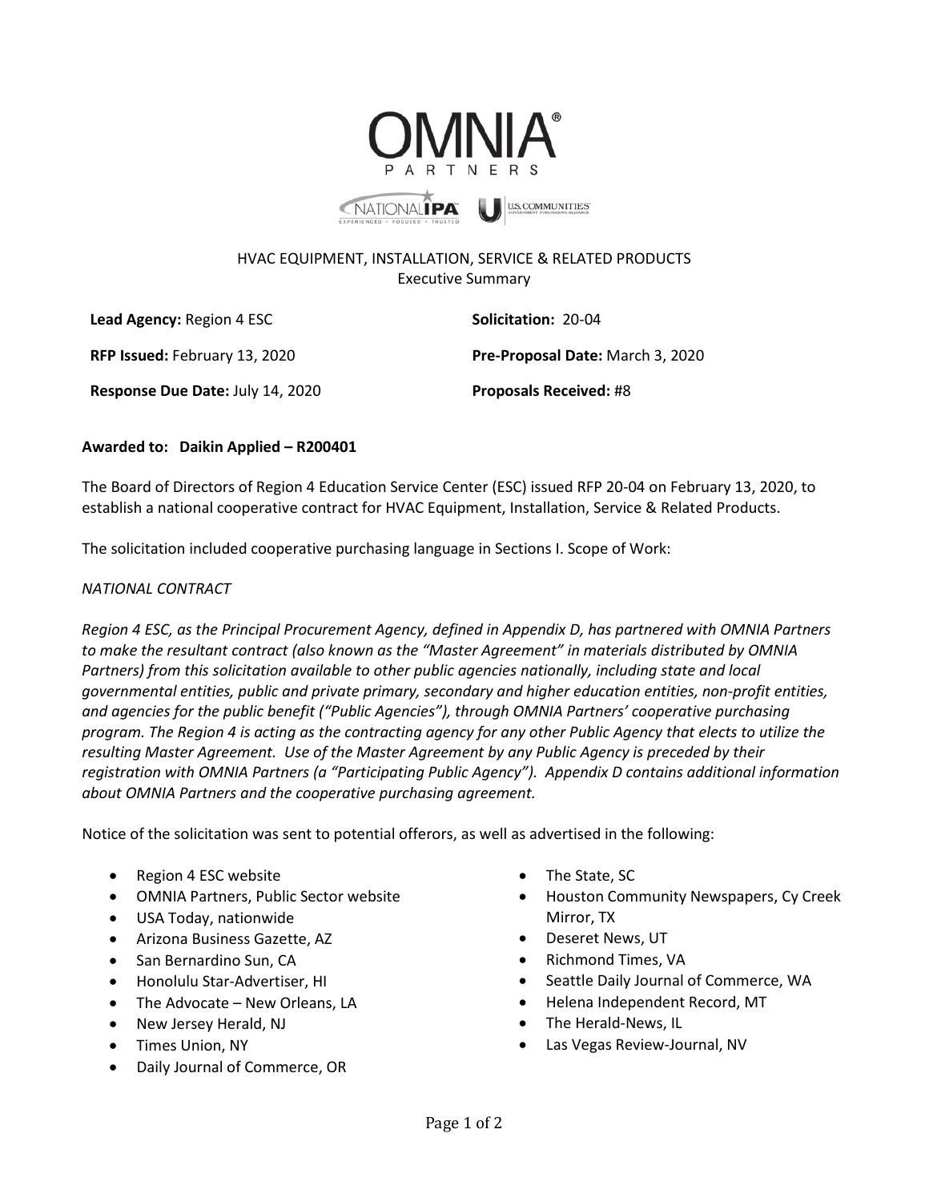HVAC EQUIPMENT, INSTALLATION, SERVICE & RELATED PRODUCTS
Executive Summary

**Lead Agency:** Region 4 ESC

**Solicitation:** 20-04

**RFP Issued:** February 13, 2020

**Pre-Proposal Date:** March 3, 2020

**Response Due Date:** July 14, 2020

**Proposals Received:** #8

**Awarded to: Daikin Applied – R200401**

The Board of Directors of Region 4 Education Service Center (ESC) issued RFP 20-04 on February 13, 2020, to establish a national cooperative contract for HVAC Equipment, Installation, Service & Related Products.

The solicitation included cooperative purchasing language in Sections I. Scope of Work:

*NATIONAL CONTRACT*

*Region 4 ESC, as the Principal Procurement Agency, defined in Appendix D, has partnered with OMNIA Partners to make the resultant contract (also known as the "Master Agreement" in materials distributed by OMNIA Partners) from this solicitation available to other public agencies nationally, including state and local governmental entities, public and private primary, secondary and higher education entities, non-profit entities, and agencies for the public benefit ("Public Agencies"), through OMNIA Partners' cooperative purchasing program. The Region 4 is acting as the contracting agency for any other Public Agency that elects to utilize the resulting Master Agreement. Use of the Master Agreement by any Public Agency is preceded by their registration with OMNIA Partners (a "Participating Public Agency"). Appendix D contains additional information about OMNIA Partners and the cooperative purchasing agreement.*

Notice of the solicitation was sent to potential offerors, as well as advertised in the following:

- Region 4 ESC website
- OMNIA Partners, Public Sector website
- USA Today, nationwide
- Arizona Business Gazette, AZ
- San Bernardino Sun, CA
- Honolulu Star-Advertiser, HI
- The Advocate – New Orleans, LA
- New Jersey Herald, NJ
- Times Union, NY
- Daily Journal of Commerce, OR
- The State, SC
- Houston Community Newspapers, Cy Creek Mirror, TX
- Deseret News, UT
- Richmond Times, VA
- Seattle Daily Journal of Commerce, WA
- Helena Independent Record, MT
- The Herald-News, IL
- Las Vegas Review-Journal, NV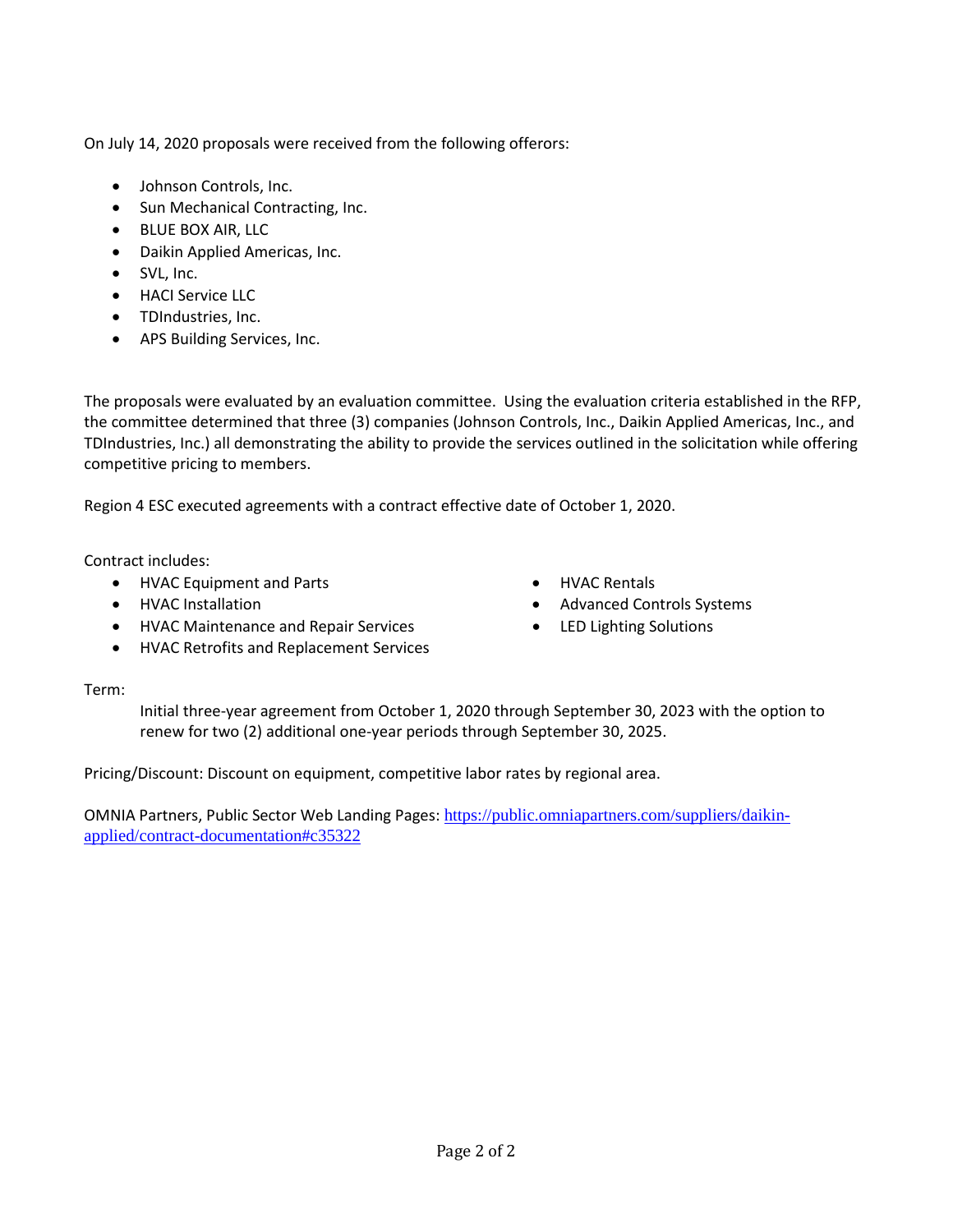On July 14, 2020 proposals were received from the following offerors:

- Johnson Controls, Inc.
- Sun Mechanical Contracting, Inc.
- BLUE BOX AIR, LLC
- Daikin Applied Americas, Inc.
- SVL, Inc.
- HACI Service LLC
- TDIndustries, Inc.
- APS Building Services, Inc.

The proposals were evaluated by an evaluation committee. Using the evaluation criteria established in the RFP, the committee determined that three (3) companies (Johnson Controls, Inc., Daikin Applied Americas, Inc., and TDIndustries, Inc.) all demonstrating the ability to provide the services outlined in the solicitation while offering competitive pricing to members.

Region 4 ESC executed agreements with a contract effective date of October 1, 2020.

Contract includes:

- HVAC Equipment and Parts
- HVAC Installation
- HVAC Maintenance and Repair Services
- HVAC Retrofits and Replacement Services
- HVAC Rentals
- Advanced Controls Systems
- LED Lighting Solutions

Term:

Initial three-year agreement from October 1, 2020 through September 30, 2023 with the option to renew for two (2) additional one-year periods through September 30, 2025.

Pricing/Discount: Discount on equipment, competitive labor rates by regional area.

OMNIA Partners, Public Sector Web Landing Pages: https://public.omniapartners.com/suppliers/daikin-applied/contract-documentation#c35322